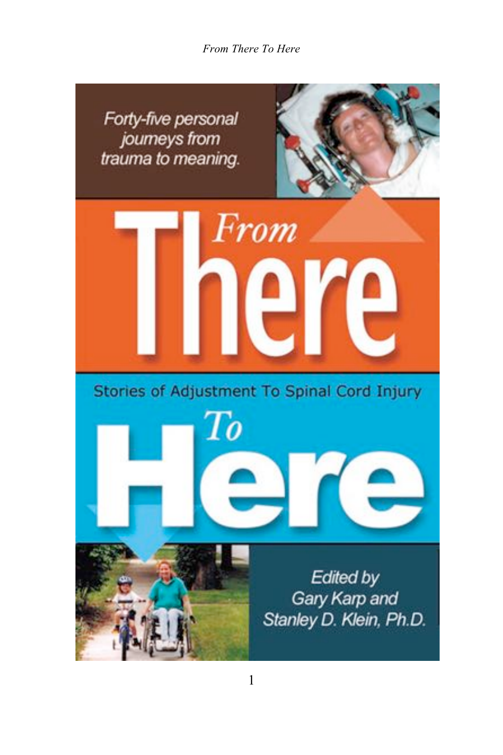Forty-five personal journeys from trauma to meaning.

# From There To Here

Stories of Adjustment To Spinal Cord Injury

Edited by
Gary Karp and
Stanley D. Klein, Ph.D.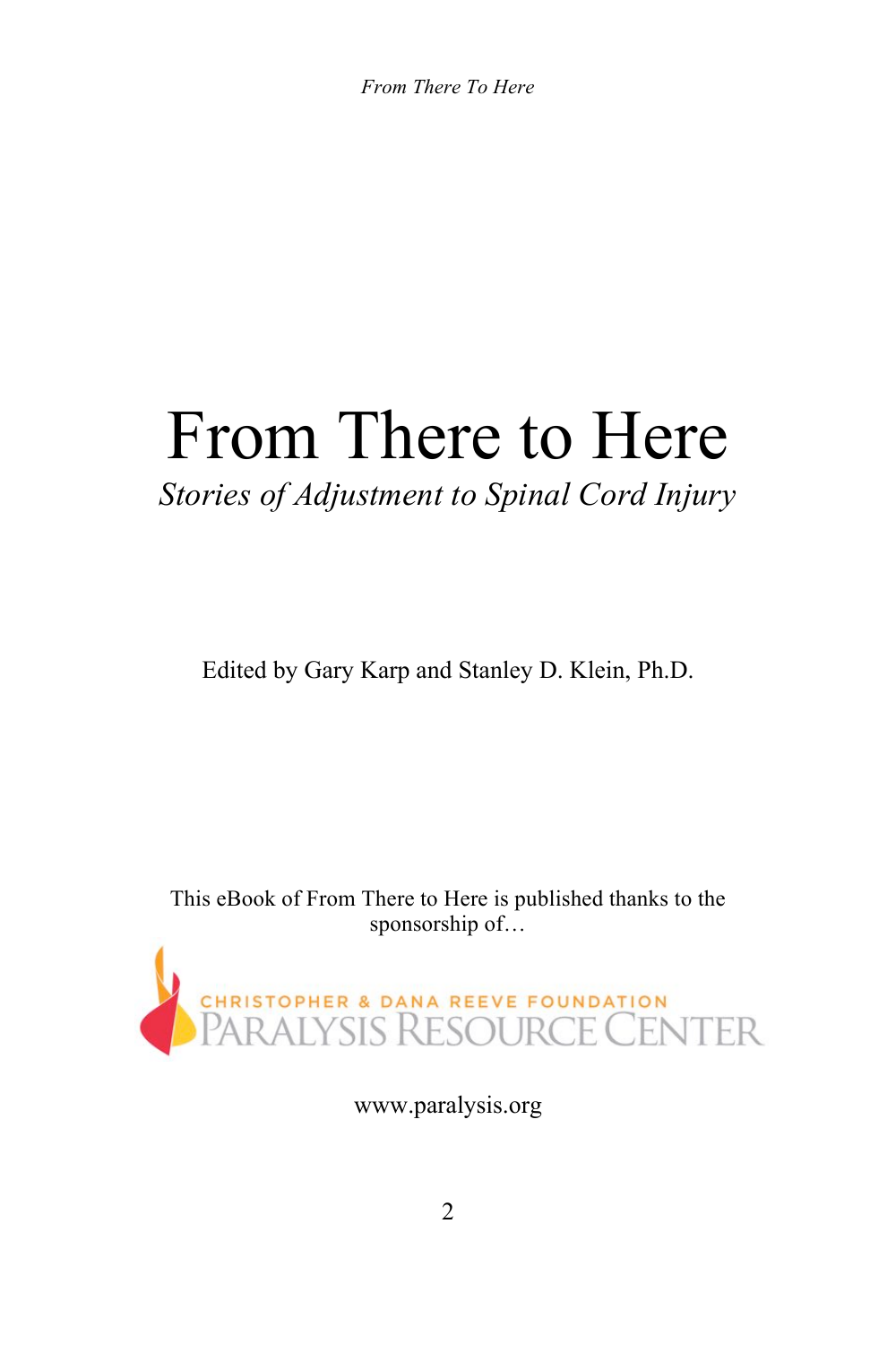# From There to Here

*Stories of Adjustment to Spinal Cord Injury*

Edited by Gary Karp and Stanley D. Klein, Ph.D.

This eBook of From There to Here is published thanks to the sponsorship of…

CHRISTOPHER & DANA REEVE FOUNDATION
PARALYSIS RESOURCE CENTER

www.paralysis.org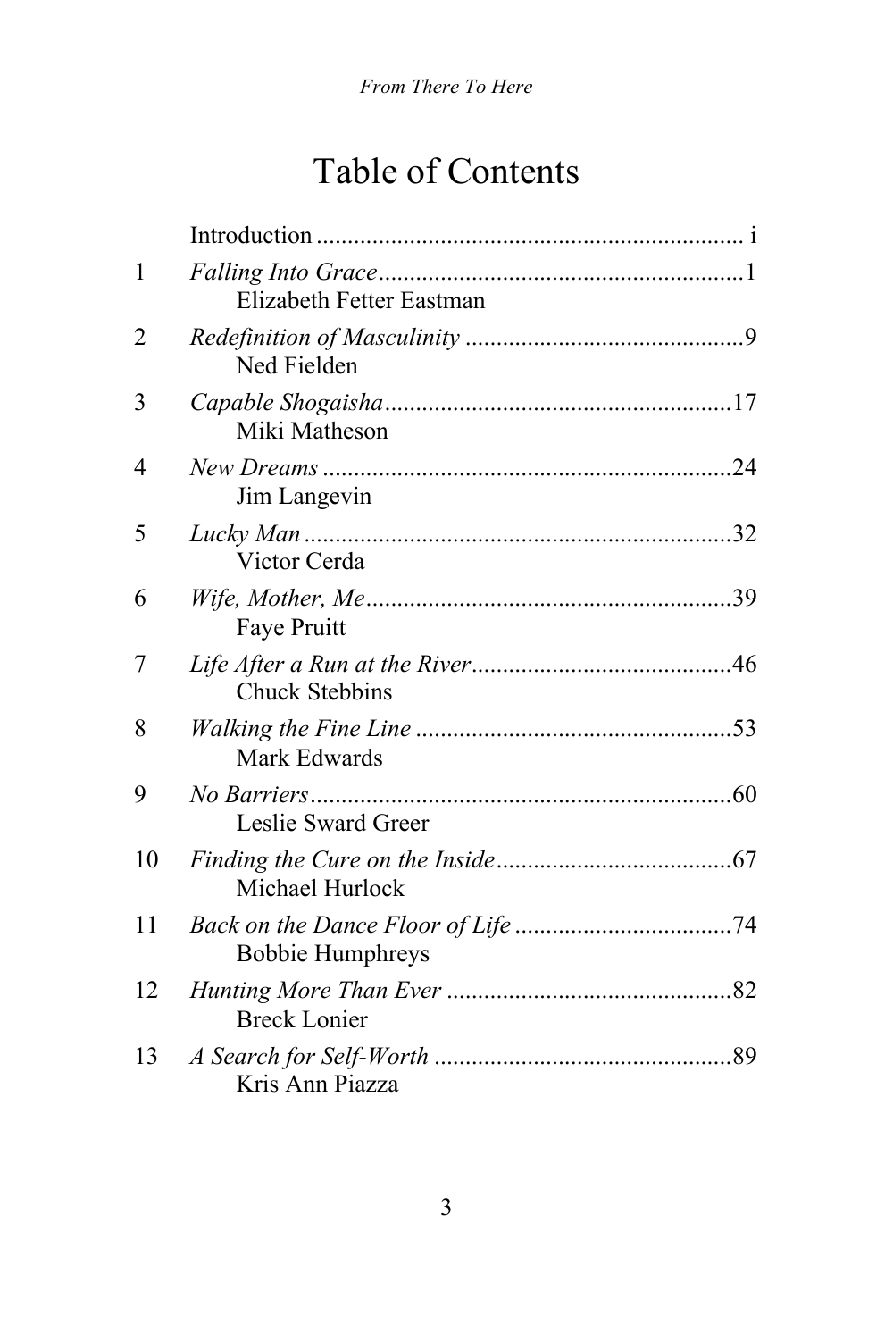# Table of Contents

| | | |
|---|---|---|
| | Introduction | i |
| 1 | *Falling Into Grace*<br>Elizabeth Fetter Eastman | 1 |
| 2 | *Redefinition of Masculinity*<br>Ned Fielden | 9 |
| 3 | *Capable Shogaisha*<br>Miki Matheson | 17 |
| 4 | *New Dreams*<br>Jim Langevin | 24 |
| 5 | *Lucky Man*<br>Victor Cerda | 32 |
| 6 | *Wife, Mother, Me*<br>Faye Pruitt | 39 |
| 7 | *Life After a Run at the River*<br>Chuck Stebbins | 46 |
| 8 | *Walking the Fine Line*<br>Mark Edwards | 53 |
| 9 | *No Barriers*<br>Leslie Sward Greer | 60 |
| 10 | *Finding the Cure on the Inside*<br>Michael Hurlock | 67 |
| 11 | *Back on the Dance Floor of Life*<br>Bobbie Humphreys | 74 |
| 12 | *Hunting More Than Ever*<br>Breck Lonier | 82 |
| 13 | *A Search for Self-Worth*<br>Kris Ann Piazza | 89 |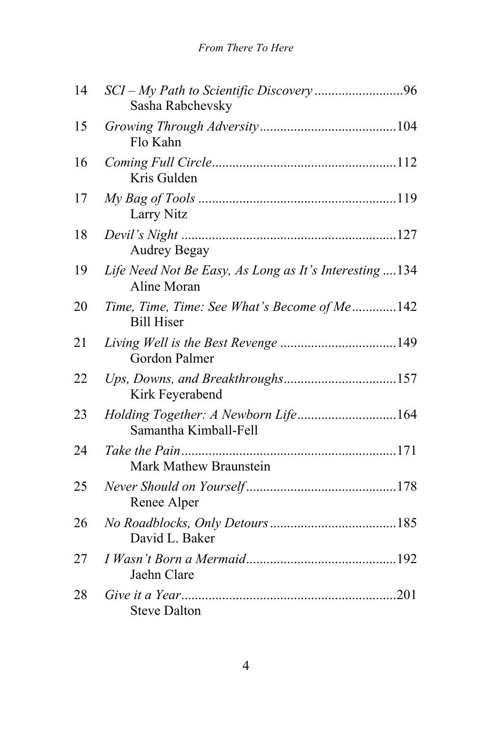14 *SCI – My Path to Scientific Discovery* ..........................96
Sasha Rabchevsky

15 *Growing Through Adversity* ........................................104
Flo Kahn

16 *Coming Full Circle* .....................................................112
Kris Gulden

17 *My Bag of Tools* .........................................................119
Larry Nitz

18 *Devil's Night* ..............................................................127
Audrey Begay

19 *Life Need Not Be Easy, As Long as It's Interesting* ....134
Aline Moran

20 *Time, Time, Time: See What's Become of Me* .............142
Bill Hiser

21 *Living Well is the Best Revenge* ..................................149
Gordon Palmer

22 *Ups, Downs, and Breakthroughs* .................................157
Kirk Feyerabend

23 *Holding Together: A Newborn Life* .............................164
Samantha Kimball-Fell

24 *Take the Pain* ...............................................................171
Mark Mathew Braunstein

25 *Never Should on Yourself* ............................................178
Renee Alper

26 *No Roadblocks, Only Detours* .....................................185
David L. Baker

27 *I Wasn't Born a Mermaid* ............................................192
Jaehn Clare

28 *Give it a Year* ...............................................................201
Steve Dalton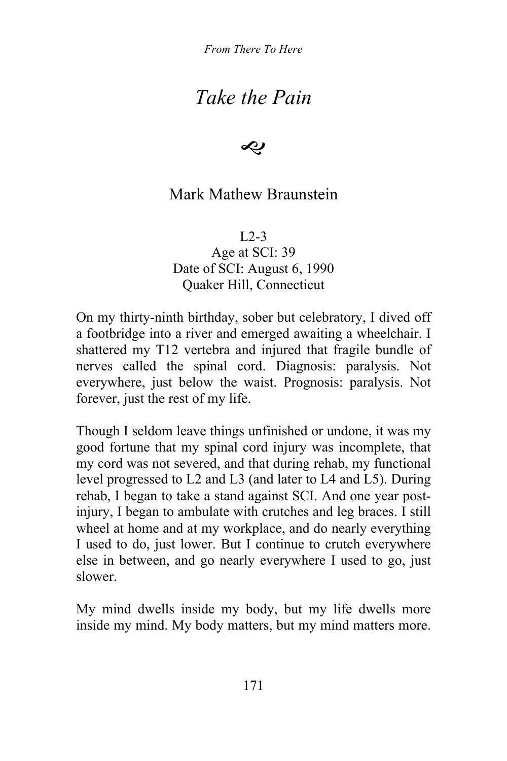# *Take the Pain*

❧

## Mark Mathew Braunstein

L2-3
Age at SCI: 39
Date of SCI: August 6, 1990
Quaker Hill, Connecticut

On my thirty-ninth birthday, sober but celebratory, I dived off a footbridge into a river and emerged awaiting a wheelchair. I shattered my T12 vertebra and injured that fragile bundle of nerves called the spinal cord. Diagnosis: paralysis. Not everywhere, just below the waist. Prognosis: paralysis. Not forever, just the rest of my life.

Though I seldom leave things unfinished or undone, it was my good fortune that my spinal cord injury was incomplete, that my cord was not severed, and that during rehab, my functional level progressed to L2 and L3 (and later to L4 and L5). During rehab, I began to take a stand against SCI. And one year post-injury, I began to ambulate with crutches and leg braces. I still wheel at home and at my workplace, and do nearly everything I used to do, just lower. But I continue to crutch everywhere else in between, and go nearly everywhere I used to go, just slower.

My mind dwells inside my body, but my life dwells more inside my mind. My body matters, but my mind matters more.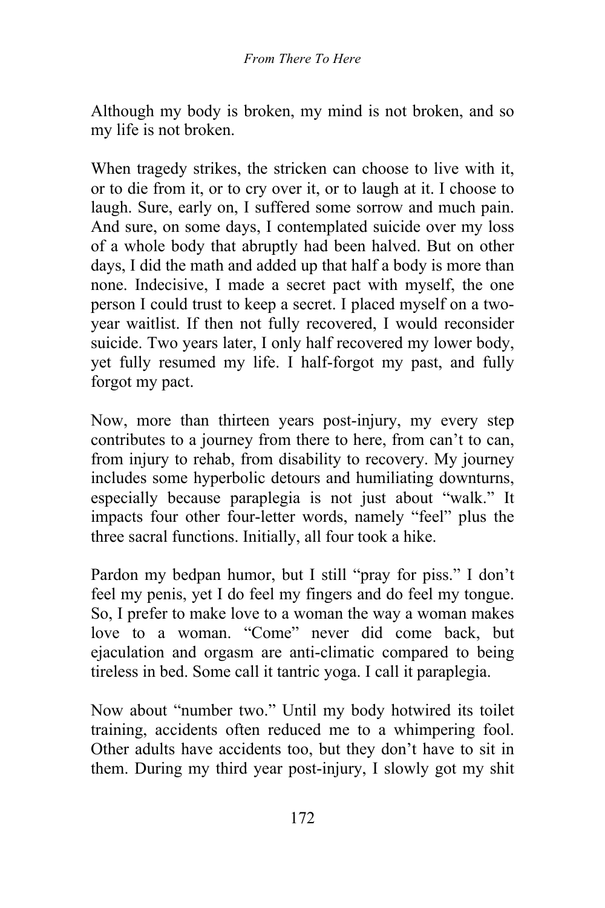Although my body is broken, my mind is not broken, and so my life is not broken.

When tragedy strikes, the stricken can choose to live with it, or to die from it, or to cry over it, or to laugh at it. I choose to laugh. Sure, early on, I suffered some sorrow and much pain. And sure, on some days, I contemplated suicide over my loss of a whole body that abruptly had been halved. But on other days, I did the math and added up that half a body is more than none. Indecisive, I made a secret pact with myself, the one person I could trust to keep a secret. I placed myself on a two-year waitlist. If then not fully recovered, I would reconsider suicide. Two years later, I only half recovered my lower body, yet fully resumed my life. I half-forgot my past, and fully forgot my pact.

Now, more than thirteen years post-injury, my every step contributes to a journey from there to here, from can't to can, from injury to rehab, from disability to recovery. My journey includes some hyperbolic detours and humiliating downturns, especially because paraplegia is not just about "walk." It impacts four other four-letter words, namely "feel" plus the three sacral functions. Initially, all four took a hike.

Pardon my bedpan humor, but I still "pray for piss." I don't feel my penis, yet I do feel my fingers and do feel my tongue. So, I prefer to make love to a woman the way a woman makes love to a woman. "Come" never did come back, but ejaculation and orgasm are anti-climatic compared to being tireless in bed. Some call it tantric yoga. I call it paraplegia.

Now about "number two." Until my body hotwired its toilet training, accidents often reduced me to a whimpering fool. Other adults have accidents too, but they don't have to sit in them. During my third year post-injury, I slowly got my shit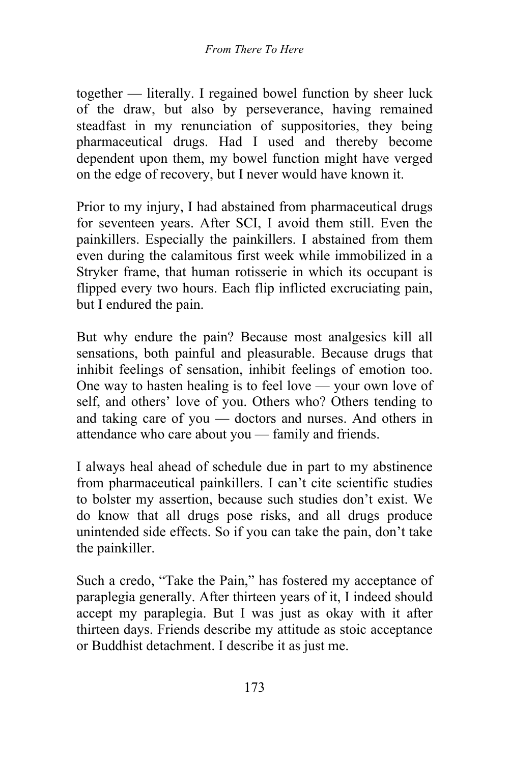together — literally. I regained bowel function by sheer luck of the draw, but also by perseverance, having remained steadfast in my renunciation of suppositories, they being pharmaceutical drugs. Had I used and thereby become dependent upon them, my bowel function might have verged on the edge of recovery, but I never would have known it.

Prior to my injury, I had abstained from pharmaceutical drugs for seventeen years. After SCI, I avoid them still. Even the painkillers. Especially the painkillers. I abstained from them even during the calamitous first week while immobilized in a Stryker frame, that human rotisserie in which its occupant is flipped every two hours. Each flip inflicted excruciating pain, but I endured the pain.

But why endure the pain? Because most analgesics kill all sensations, both painful and pleasurable. Because drugs that inhibit feelings of sensation, inhibit feelings of emotion too. One way to hasten healing is to feel love — your own love of self, and others' love of you. Others who? Others tending to and taking care of you — doctors and nurses. And others in attendance who care about you — family and friends.

I always heal ahead of schedule due in part to my abstinence from pharmaceutical painkillers. I can't cite scientific studies to bolster my assertion, because such studies don't exist. We do know that all drugs pose risks, and all drugs produce unintended side effects. So if you can take the pain, don't take the painkiller.

Such a credo, "Take the Pain," has fostered my acceptance of paraplegia generally. After thirteen years of it, I indeed should accept my paraplegia. But I was just as okay with it after thirteen days. Friends describe my attitude as stoic acceptance or Buddhist detachment. I describe it as just me.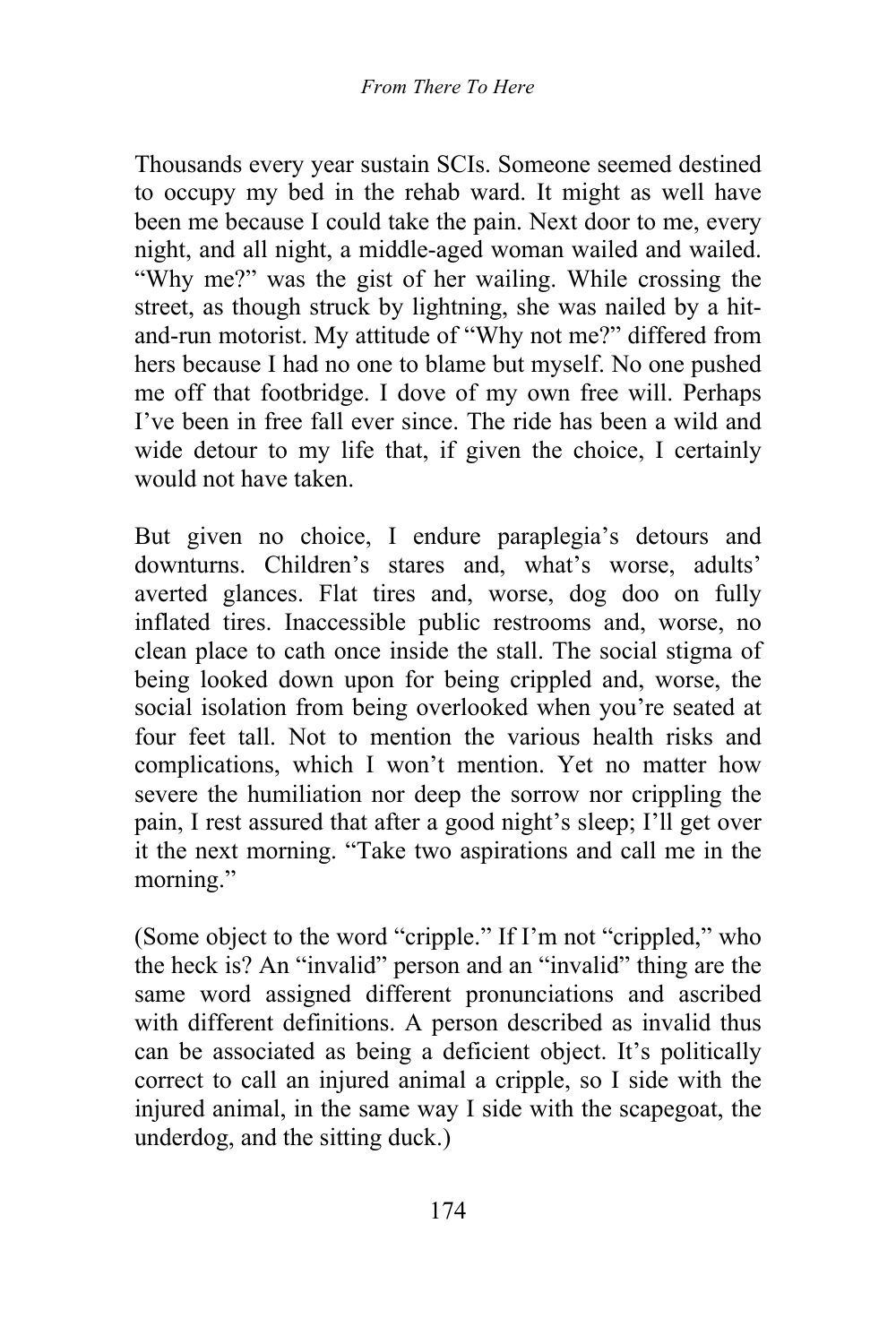Thousands every year sustain SCIs. Someone seemed destined to occupy my bed in the rehab ward. It might as well have been me because I could take the pain. Next door to me, every night, and all night, a middle-aged woman wailed and wailed. “Why me?” was the gist of her wailing. While crossing the street, as though struck by lightning, she was nailed by a hit-and-run motorist. My attitude of “Why not me?” differed from hers because I had no one to blame but myself. No one pushed me off that footbridge. I dove of my own free will. Perhaps I’ve been in free fall ever since. The ride has been a wild and wide detour to my life that, if given the choice, I certainly would not have taken.

But given no choice, I endure paraplegia’s detours and downturns. Children’s stares and, what’s worse, adults’ averted glances. Flat tires and, worse, dog doo on fully inflated tires. Inaccessible public restrooms and, worse, no clean place to cath once inside the stall. The social stigma of being looked down upon for being crippled and, worse, the social isolation from being overlooked when you’re seated at four feet tall. Not to mention the various health risks and complications, which I won’t mention. Yet no matter how severe the humiliation nor deep the sorrow nor crippling the pain, I rest assured that after a good night’s sleep; I’ll get over it the next morning. “Take two aspirations and call me in the morning.”

(Some object to the word “cripple.” If I’m not “crippled,” who the heck is? An “invalid” person and an “invalid” thing are the same word assigned different pronunciations and ascribed with different definitions. A person described as invalid thus can be associated as being a deficient object. It’s politically correct to call an injured animal a cripple, so I side with the injured animal, in the same way I side with the scapegoat, the underdog, and the sitting duck.)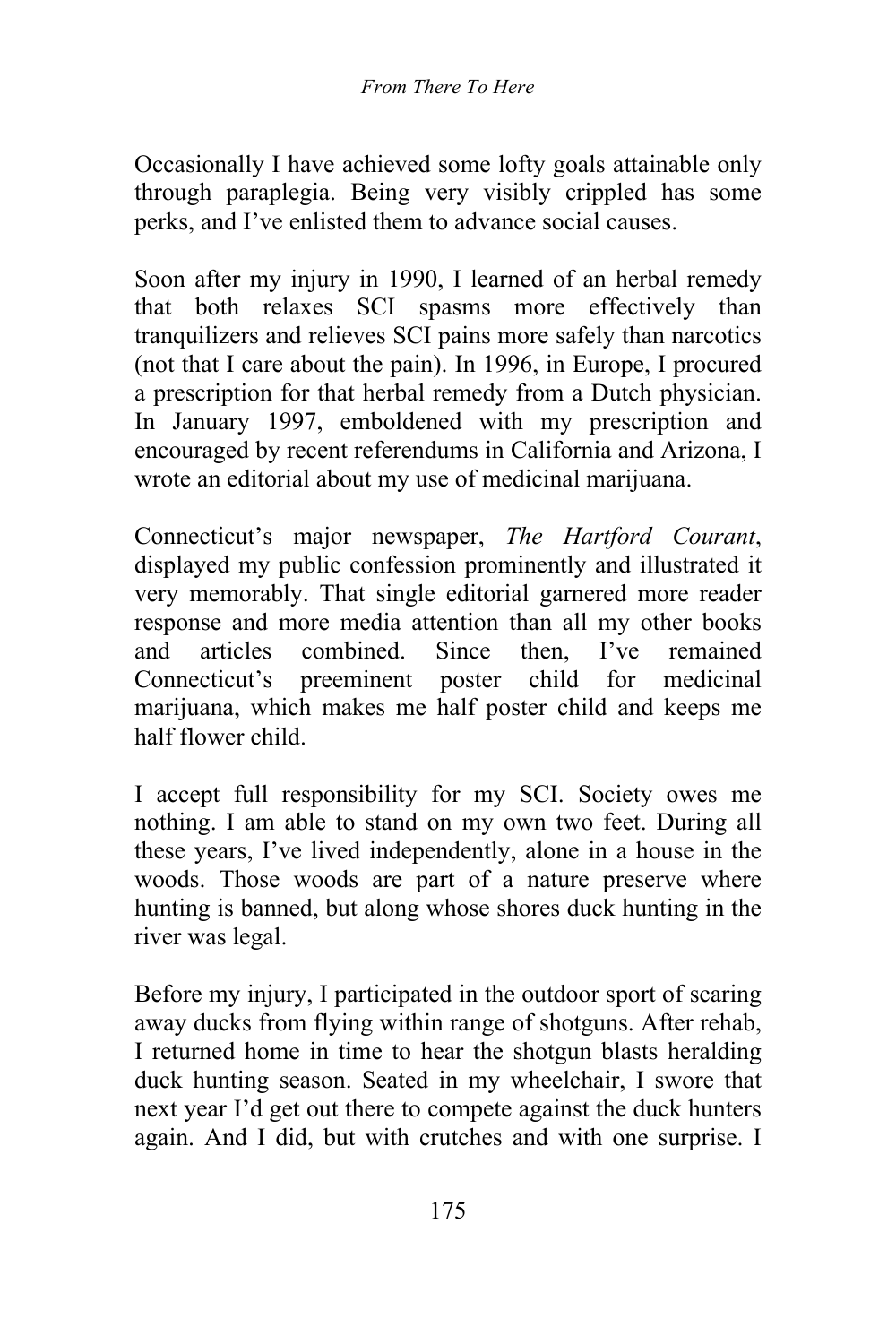Occasionally I have achieved some lofty goals attainable only through paraplegia. Being very visibly crippled has some perks, and I've enlisted them to advance social causes.

Soon after my injury in 1990, I learned of an herbal remedy that both relaxes SCI spasms more effectively than tranquilizers and relieves SCI pains more safely than narcotics (not that I care about the pain). In 1996, in Europe, I procured a prescription for that herbal remedy from a Dutch physician. In January 1997, emboldened with my prescription and encouraged by recent referendums in California and Arizona, I wrote an editorial about my use of medicinal marijuana.

Connecticut's major newspaper, *The Hartford Courant*, displayed my public confession prominently and illustrated it very memorably. That single editorial garnered more reader response and more media attention than all my other books and articles combined. Since then, I've remained Connecticut's preeminent poster child for medicinal marijuana, which makes me half poster child and keeps me half flower child.

I accept full responsibility for my SCI. Society owes me nothing. I am able to stand on my own two feet. During all these years, I've lived independently, alone in a house in the woods. Those woods are part of a nature preserve where hunting is banned, but along whose shores duck hunting in the river was legal.

Before my injury, I participated in the outdoor sport of scaring away ducks from flying within range of shotguns. After rehab, I returned home in time to hear the shotgun blasts heralding duck hunting season. Seated in my wheelchair, I swore that next year I'd get out there to compete against the duck hunters again. And I did, but with crutches and with one surprise. I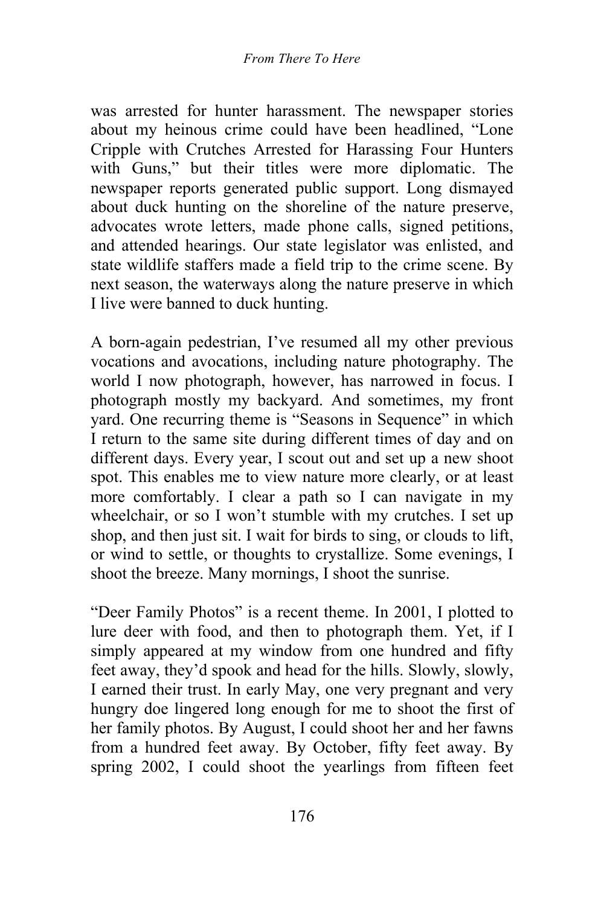was arrested for hunter harassment. The newspaper stories about my heinous crime could have been headlined, "Lone Cripple with Crutches Arrested for Harassing Four Hunters with Guns," but their titles were more diplomatic. The newspaper reports generated public support. Long dismayed about duck hunting on the shoreline of the nature preserve, advocates wrote letters, made phone calls, signed petitions, and attended hearings. Our state legislator was enlisted, and state wildlife staffers made a field trip to the crime scene. By next season, the waterways along the nature preserve in which I live were banned to duck hunting.

A born-again pedestrian, I've resumed all my other previous vocations and avocations, including nature photography. The world I now photograph, however, has narrowed in focus. I photograph mostly my backyard. And sometimes, my front yard. One recurring theme is "Seasons in Sequence" in which I return to the same site during different times of day and on different days. Every year, I scout out and set up a new shoot spot. This enables me to view nature more clearly, or at least more comfortably. I clear a path so I can navigate in my wheelchair, or so I won't stumble with my crutches. I set up shop, and then just sit. I wait for birds to sing, or clouds to lift, or wind to settle, or thoughts to crystallize. Some evenings, I shoot the breeze. Many mornings, I shoot the sunrise.

"Deer Family Photos" is a recent theme. In 2001, I plotted to lure deer with food, and then to photograph them. Yet, if I simply appeared at my window from one hundred and fifty feet away, they'd spook and head for the hills. Slowly, slowly, I earned their trust. In early May, one very pregnant and very hungry doe lingered long enough for me to shoot the first of her family photos. By August, I could shoot her and her fawns from a hundred feet away. By October, fifty feet away. By spring 2002, I could shoot the yearlings from fifteen feet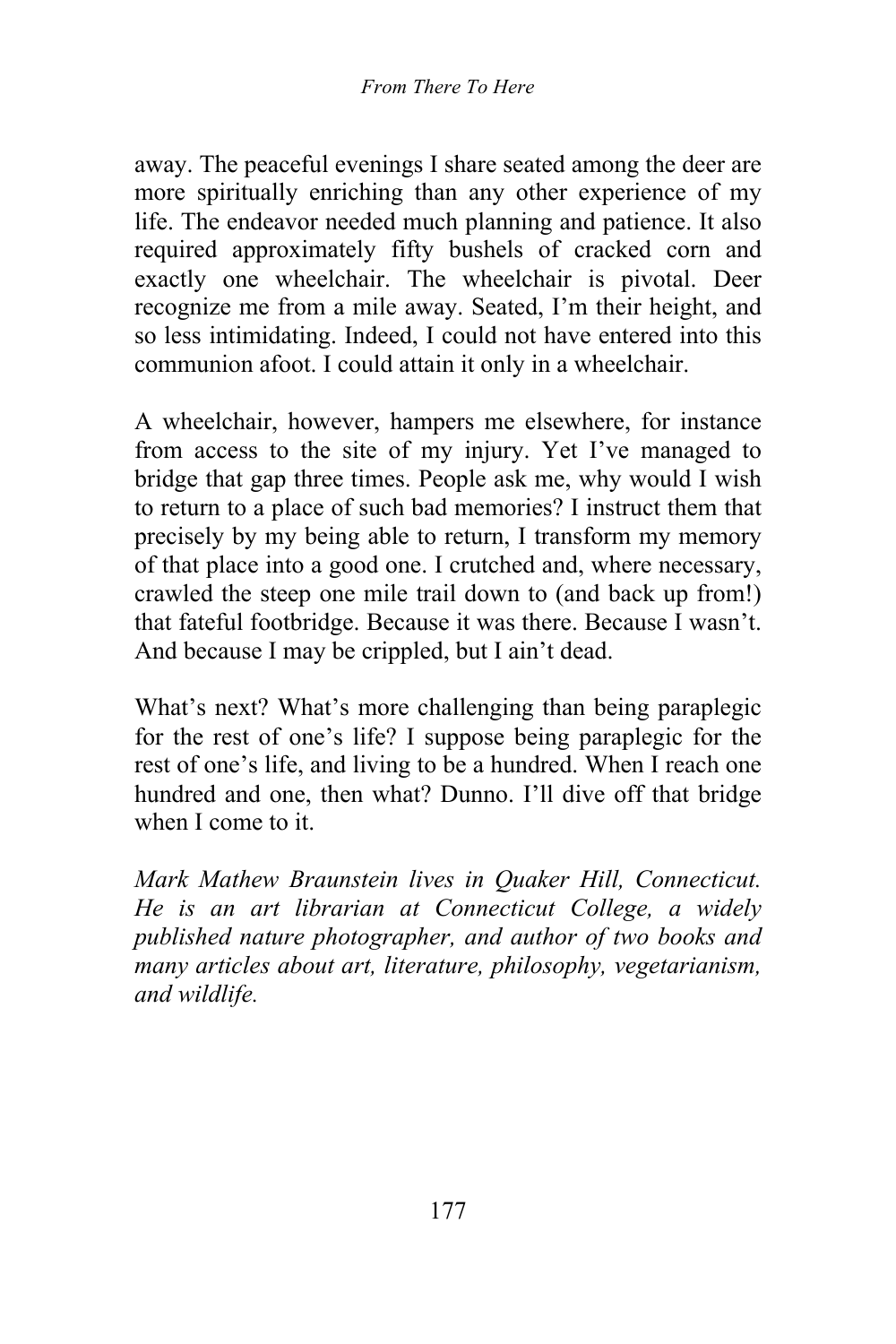away. The peaceful evenings I share seated among the deer are more spiritually enriching than any other experience of my life. The endeavor needed much planning and patience. It also required approximately fifty bushels of cracked corn and exactly one wheelchair. The wheelchair is pivotal. Deer recognize me from a mile away. Seated, I'm their height, and so less intimidating. Indeed, I could not have entered into this communion afoot. I could attain it only in a wheelchair.

A wheelchair, however, hampers me elsewhere, for instance from access to the site of my injury. Yet I've managed to bridge that gap three times. People ask me, why would I wish to return to a place of such bad memories? I instruct them that precisely by my being able to return, I transform my memory of that place into a good one. I crutched and, where necessary, crawled the steep one mile trail down to (and back up from!) that fateful footbridge. Because it was there. Because I wasn't. And because I may be crippled, but I ain't dead.

What's next? What's more challenging than being paraplegic for the rest of one's life? I suppose being paraplegic for the rest of one's life, and living to be a hundred. When I reach one hundred and one, then what? Dunno. I'll dive off that bridge when I come to it.

*Mark Mathew Braunstein lives in Quaker Hill, Connecticut. He is an art librarian at Connecticut College, a widely published nature photographer, and author of two books and many articles about art, literature, philosophy, vegetarianism, and wildlife.*